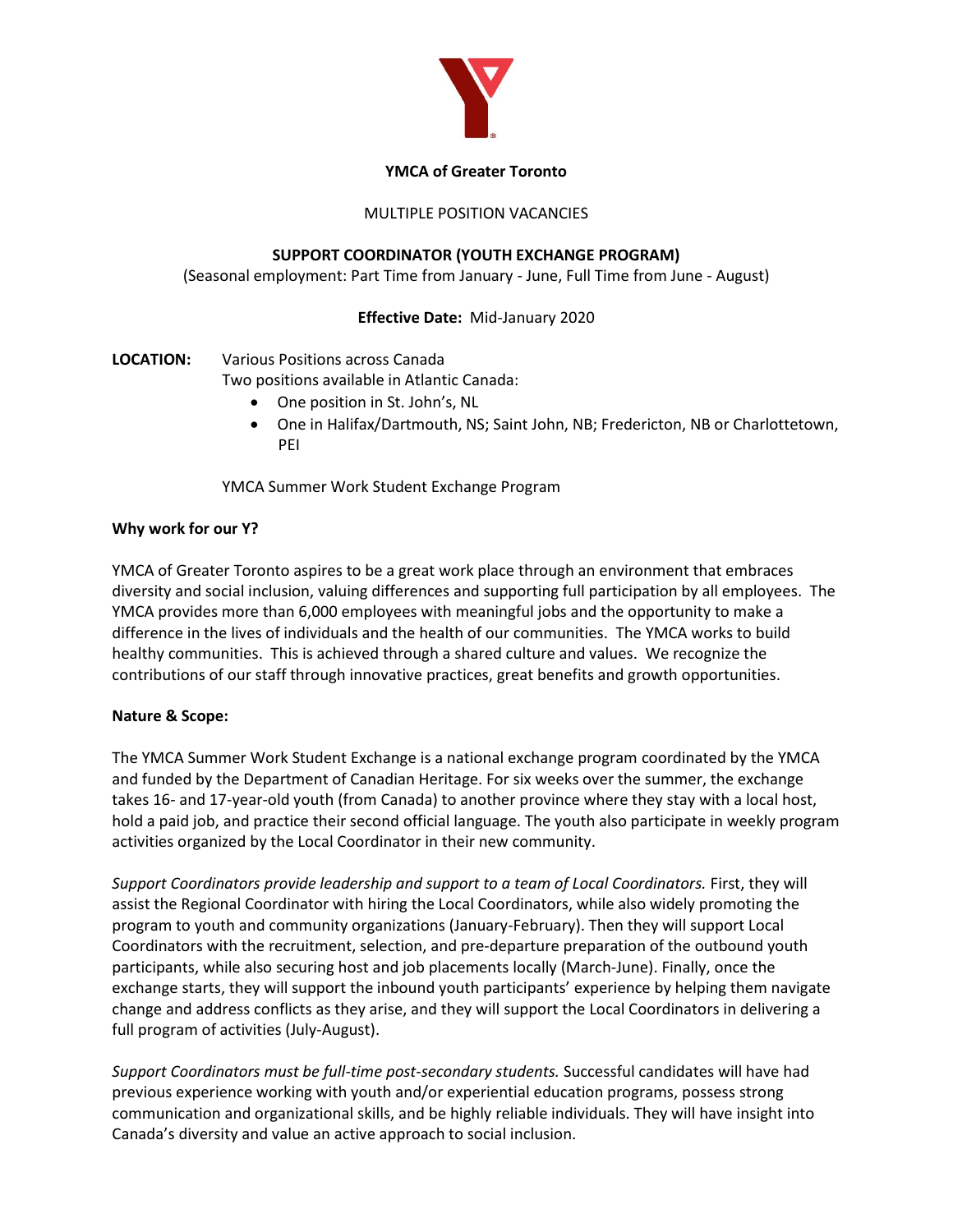**YMCA of Greater Toronto**

MULTIPLE POSITION VACANCIES

**SUPPORT COORDINATOR (YOUTH EXCHANGE PROGRAM)**

(Seasonal employment: Part Time from January - June, Full Time from June - August)

**Effective Date:** Mid-January 2020

**LOCATION:** Various Positions across Canada

Two positions available in Atlantic Canada:

- One position in St. John's, NL
- One in Halifax/Dartmouth, NS; Saint John, NB; Fredericton, NB or Charlottetown, PEI

YMCA Summer Work Student Exchange Program

**Why work for our Y?**

YMCA of Greater Toronto aspires to be a great work place through an environment that embraces diversity and social inclusion, valuing differences and supporting full participation by all employees. The YMCA provides more than 6,000 employees with meaningful jobs and the opportunity to make a difference in the lives of individuals and the health of our communities. The YMCA works to build healthy communities. This is achieved through a shared culture and values. We recognize the contributions of our staff through innovative practices, great benefits and growth opportunities.

**Nature & Scope:**

The YMCA Summer Work Student Exchange is a national exchange program coordinated by the YMCA and funded by the Department of Canadian Heritage. For six weeks over the summer, the exchange takes 16- and 17-year-old youth (from Canada) to another province where they stay with a local host, hold a paid job, and practice their second official language. The youth also participate in weekly program activities organized by the Local Coordinator in their new community.

*Support Coordinators provide leadership and support to a team of Local Coordinators.* First, they will assist the Regional Coordinator with hiring the Local Coordinators, while also widely promoting the program to youth and community organizations (January-February). Then they will support Local Coordinators with the recruitment, selection, and pre-departure preparation of the outbound youth participants, while also securing host and job placements locally (March-June). Finally, once the exchange starts, they will support the inbound youth participants' experience by helping them navigate change and address conflicts as they arise, and they will support the Local Coordinators in delivering a full program of activities (July-August).

*Support Coordinators must be full-time post-secondary students.* Successful candidates will have had previous experience working with youth and/or experiential education programs, possess strong communication and organizational skills, and be highly reliable individuals. They will have insight into Canada's diversity and value an active approach to social inclusion.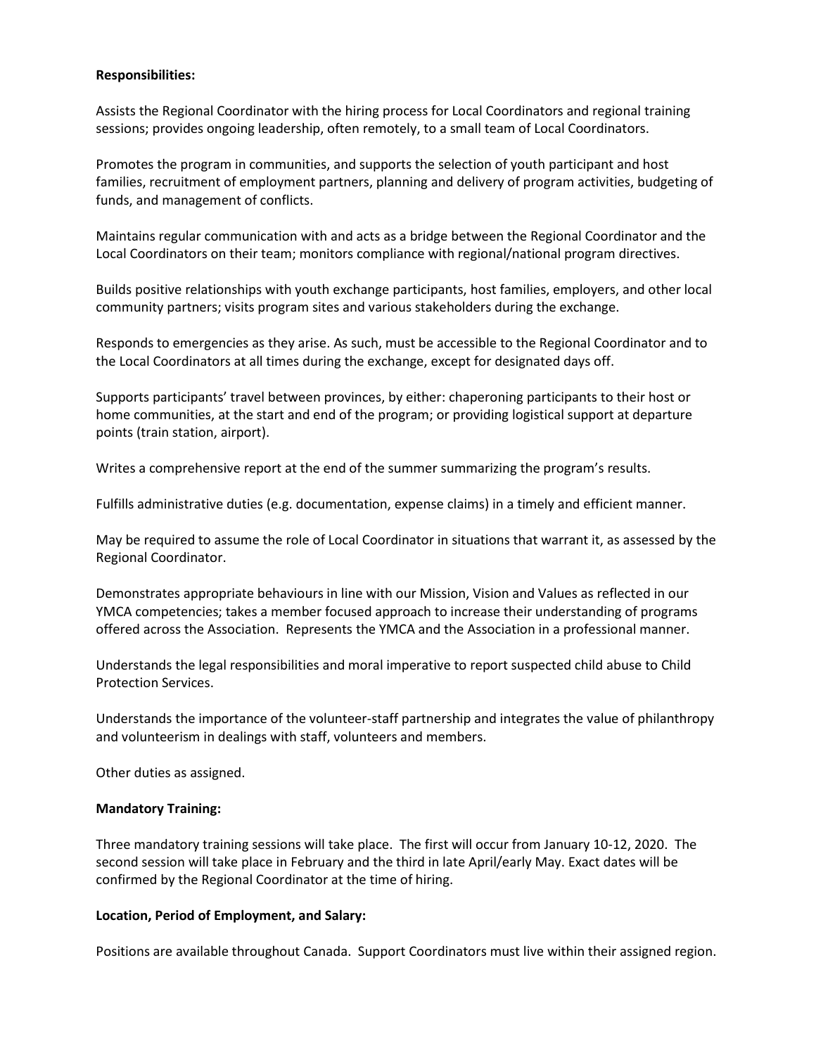**Responsibilities:**

Assists the Regional Coordinator with the hiring process for Local Coordinators and regional training sessions; provides ongoing leadership, often remotely, to a small team of Local Coordinators.

Promotes the program in communities, and supports the selection of youth participant and host families, recruitment of employment partners, planning and delivery of program activities, budgeting of funds, and management of conflicts.

Maintains regular communication with and acts as a bridge between the Regional Coordinator and the Local Coordinators on their team; monitors compliance with regional/national program directives.

Builds positive relationships with youth exchange participants, host families, employers, and other local community partners; visits program sites and various stakeholders during the exchange.

Responds to emergencies as they arise. As such, must be accessible to the Regional Coordinator and to the Local Coordinators at all times during the exchange, except for designated days off.

Supports participants' travel between provinces, by either: chaperoning participants to their host or home communities, at the start and end of the program; or providing logistical support at departure points (train station, airport).

Writes a comprehensive report at the end of the summer summarizing the program's results.

Fulfills administrative duties (e.g. documentation, expense claims) in a timely and efficient manner.

May be required to assume the role of Local Coordinator in situations that warrant it, as assessed by the Regional Coordinator.

Demonstrates appropriate behaviours in line with our Mission, Vision and Values as reflected in our YMCA competencies; takes a member focused approach to increase their understanding of programs offered across the Association. Represents the YMCA and the Association in a professional manner.

Understands the legal responsibilities and moral imperative to report suspected child abuse to Child Protection Services.

Understands the importance of the volunteer-staff partnership and integrates the value of philanthropy and volunteerism in dealings with staff, volunteers and members.

Other duties as assigned.

**Mandatory Training:**

Three mandatory training sessions will take place. The first will occur from January 10-12, 2020. The second session will take place in February and the third in late April/early May. Exact dates will be confirmed by the Regional Coordinator at the time of hiring.

**Location, Period of Employment, and Salary:**

Positions are available throughout Canada. Support Coordinators must live within their assigned region.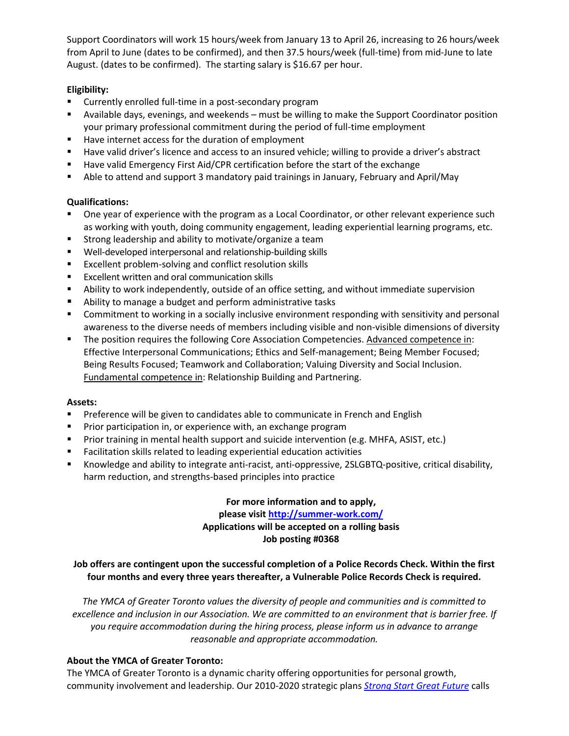Support Coordinators will work 15 hours/week from January 13 to April 26, increasing to 26 hours/week from April to June (dates to be confirmed), and then 37.5 hours/week (full-time) from mid-June to late August. (dates to be confirmed). The starting salary is $16.67 per hour.

**Eligibility:**

- Currently enrolled full-time in a post-secondary program
- Available days, evenings, and weekends – must be willing to make the Support Coordinator position your primary professional commitment during the period of full-time employment
- Have internet access for the duration of employment
- Have valid driver's licence and access to an insured vehicle; willing to provide a driver's abstract
- Have valid Emergency First Aid/CPR certification before the start of the exchange
- Able to attend and support 3 mandatory paid trainings in January, February and April/May

**Qualifications:**

- One year of experience with the program as a Local Coordinator, or other relevant experience such as working with youth, doing community engagement, leading experiential learning programs, etc.
- Strong leadership and ability to motivate/organize a team
- Well-developed interpersonal and relationship-building skills
- Excellent problem-solving and conflict resolution skills
- Excellent written and oral communication skills
- Ability to work independently, outside of an office setting, and without immediate supervision
- Ability to manage a budget and perform administrative tasks
- Commitment to working in a socially inclusive environment responding with sensitivity and personal awareness to the diverse needs of members including visible and non-visible dimensions of diversity
- The position requires the following Core Association Competencies. Advanced competence in: Effective Interpersonal Communications; Ethics and Self-management; Being Member Focused; Being Results Focused; Teamwork and Collaboration; Valuing Diversity and Social Inclusion. Fundamental competence in: Relationship Building and Partnering.

**Assets:**

- Preference will be given to candidates able to communicate in French and English
- Prior participation in, or experience with, an exchange program
- Prior training in mental health support and suicide intervention (e.g. MHFA, ASIST, etc.)
- Facilitation skills related to leading experiential education activities
- Knowledge and ability to integrate anti-racist, anti-oppressive, 2SLGBTQ-positive, critical disability, harm reduction, and strengths-based principles into practice

**For more information and to apply,**
**please visit [http://summer-work.com/](http://summer-work.com/)**
**Applications will be accepted on a rolling basis**
**Job posting #0368**

**Job offers are contingent upon the successful completion of a Police Records Check. Within the first four months and every three years thereafter, a Vulnerable Police Records Check is required.**

*The YMCA of Greater Toronto values the diversity of people and communities and is committed to excellence and inclusion in our Association. We are committed to an environment that is barrier free. If you require accommodation during the hiring process, please inform us in advance to arrange reasonable and appropriate accommodation.*

**About the YMCA of Greater Toronto:**

The YMCA of Greater Toronto is a dynamic charity offering opportunities for personal growth, community involvement and leadership. Our 2010-2020 strategic plans *Strong Start Great Future* calls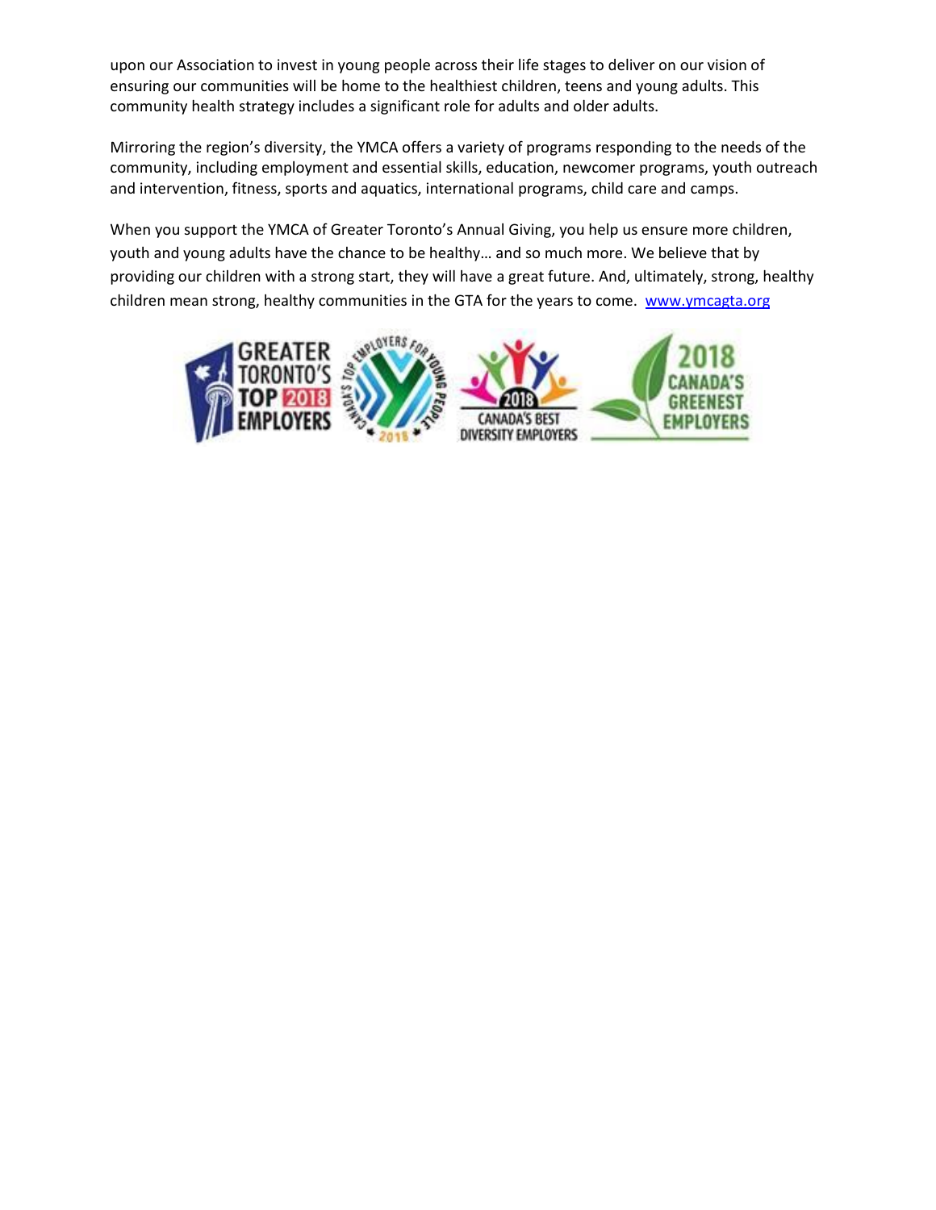upon our Association to invest in young people across their life stages to deliver on our vision of ensuring our communities will be home to the healthiest children, teens and young adults. This community health strategy includes a significant role for adults and older adults.

Mirroring the region's diversity, the YMCA offers a variety of programs responding to the needs of the community, including employment and essential skills, education, newcomer programs, youth outreach and intervention, fitness, sports and aquatics, international programs, child care and camps.

When you support the YMCA of Greater Toronto's Annual Giving, you help us ensure more children, youth and young adults have the chance to be healthy… and so much more. We believe that by providing our children with a strong start, they will have a great future. And, ultimately, strong, healthy children mean strong, healthy communities in the GTA for the years to come. [www.ymcagta.org](http://www.ymcagta.org)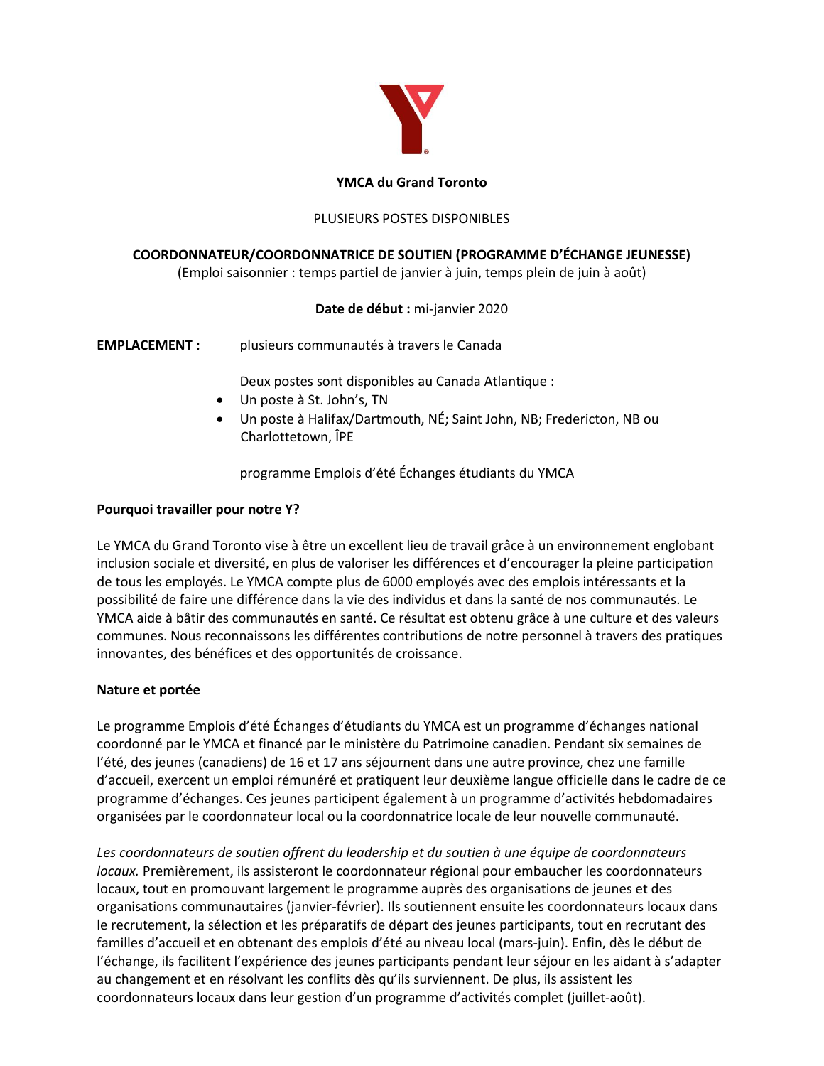**YMCA du Grand Toronto**

PLUSIEURS POSTES DISPONIBLES

**COORDONNATEUR/COORDONNATRICE DE SOUTIEN (PROGRAMME D'ÉCHANGE JEUNESSE)**
(Emploi saisonnier : temps partiel de janvier à juin, temps plein de juin à août)

**Date de début :** mi-janvier 2020

**EMPLACEMENT :** plusieurs communautés à travers le Canada

Deux postes sont disponibles au Canada Atlantique :

- Un poste à St. John's, TN
- Un poste à Halifax/Dartmouth, NÉ; Saint John, NB; Fredericton, NB ou Charlottetown, ÎPE

programme Emplois d'été Échanges étudiants du YMCA

**Pourquoi travailler pour notre Y?**

Le YMCA du Grand Toronto vise à être un excellent lieu de travail grâce à un environnement englobant inclusion sociale et diversité, en plus de valoriser les différences et d'encourager la pleine participation de tous les employés. Le YMCA compte plus de 6000 employés avec des emplois intéressants et la possibilité de faire une différence dans la vie des individus et dans la santé de nos communautés. Le YMCA aide à bâtir des communautés en santé. Ce résultat est obtenu grâce à une culture et des valeurs communes. Nous reconnaissons les différentes contributions de notre personnel à travers des pratiques innovantes, des bénéfices et des opportunités de croissance.

**Nature et portée**

Le programme Emplois d'été Échanges d'étudiants du YMCA est un programme d'échanges national coordonné par le YMCA et financé par le ministère du Patrimoine canadien. Pendant six semaines de l'été, des jeunes (canadiens) de 16 et 17 ans séjournent dans une autre province, chez une famille d'accueil, exercent un emploi rémunéré et pratiquent leur deuxième langue officielle dans le cadre de ce programme d'échanges. Ces jeunes participent également à un programme d'activités hebdomadaires organisées par le coordonnateur local ou la coordonnatrice locale de leur nouvelle communauté.

*Les coordonnateurs de soutien offrent du leadership et du soutien à une équipe de coordonnateurs locaux.* Premièrement, ils assisteront le coordonnateur régional pour embaucher les coordonnateurs locaux, tout en promouvant largement le programme auprès des organisations de jeunes et des organisations communautaires (janvier-février). Ils soutiennent ensuite les coordonnateurs locaux dans le recrutement, la sélection et les préparatifs de départ des jeunes participants, tout en recrutant des familles d'accueil et en obtenant des emplois d'été au niveau local (mars-juin). Enfin, dès le début de l'échange, ils facilitent l'expérience des jeunes participants pendant leur séjour en les aidant à s'adapter au changement et en résolvant les conflits dès qu'ils surviennent. De plus, ils assistent les coordonnateurs locaux dans leur gestion d'un programme d'activités complet (juillet-août).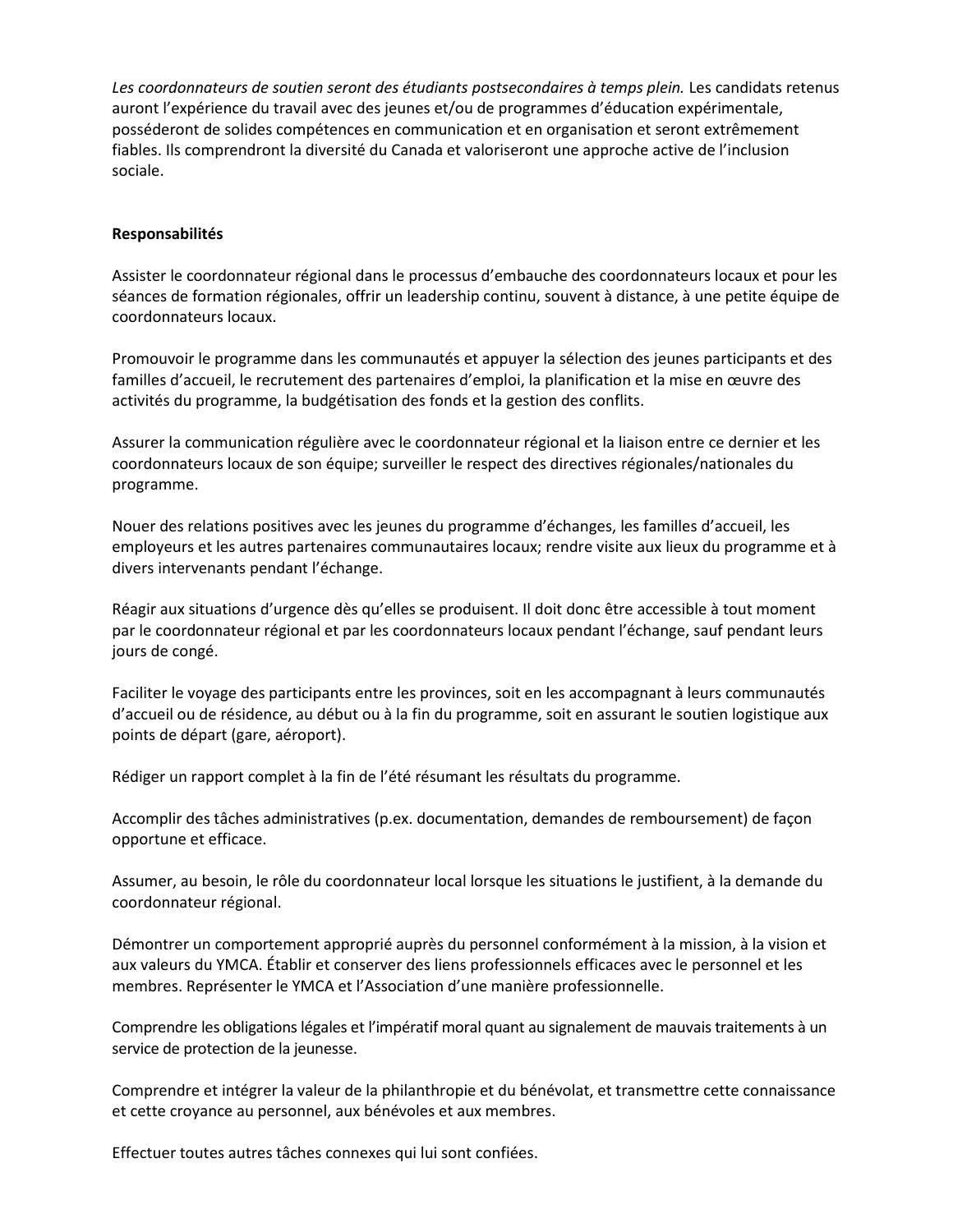*Les coordonnateurs de soutien seront des étudiants postsecondaires à temps plein.* Les candidats retenus auront l'expérience du travail avec des jeunes et/ou de programmes d'éducation expérimentale, posséderont de solides compétences en communication et en organisation et seront extrêmement fiables. Ils comprendront la diversité du Canada et valoriseront une approche active de l'inclusion sociale.

**Responsabilités**

Assister le coordonnateur régional dans le processus d'embauche des coordonnateurs locaux et pour les séances de formation régionales, offrir un leadership continu, souvent à distance, à une petite équipe de coordonnateurs locaux.

Promouvoir le programme dans les communautés et appuyer la sélection des jeunes participants et des familles d'accueil, le recrutement des partenaires d'emploi, la planification et la mise en œuvre des activités du programme, la budgétisation des fonds et la gestion des conflits.

Assurer la communication régulière avec le coordonnateur régional et la liaison entre ce dernier et les coordonnateurs locaux de son équipe; surveiller le respect des directives régionales/nationales du programme.

Nouer des relations positives avec les jeunes du programme d'échanges, les familles d'accueil, les employeurs et les autres partenaires communautaires locaux; rendre visite aux lieux du programme et à divers intervenants pendant l'échange.

Réagir aux situations d'urgence dès qu'elles se produisent. Il doit donc être accessible à tout moment par le coordonnateur régional et par les coordonnateurs locaux pendant l'échange, sauf pendant leurs jours de congé.

Faciliter le voyage des participants entre les provinces, soit en les accompagnant à leurs communautés d'accueil ou de résidence, au début ou à la fin du programme, soit en assurant le soutien logistique aux points de départ (gare, aéroport).

Rédiger un rapport complet à la fin de l'été résumant les résultats du programme.

Accomplir des tâches administratives (p.ex. documentation, demandes de remboursement) de façon opportune et efficace.

Assumer, au besoin, le rôle du coordonnateur local lorsque les situations le justifient, à la demande du coordonnateur régional.

Démontrer un comportement approprié auprès du personnel conformément à la mission, à la vision et aux valeurs du YMCA. Établir et conserver des liens professionnels efficaces avec le personnel et les membres. Représenter le YMCA et l'Association d'une manière professionnelle.

Comprendre les obligations légales et l'impératif moral quant au signalement de mauvais traitements à un service de protection de la jeunesse.

Comprendre et intégrer la valeur de la philanthropie et du bénévolat, et transmettre cette connaissance et cette croyance au personnel, aux bénévoles et aux membres.

Effectuer toutes autres tâches connexes qui lui sont confiées.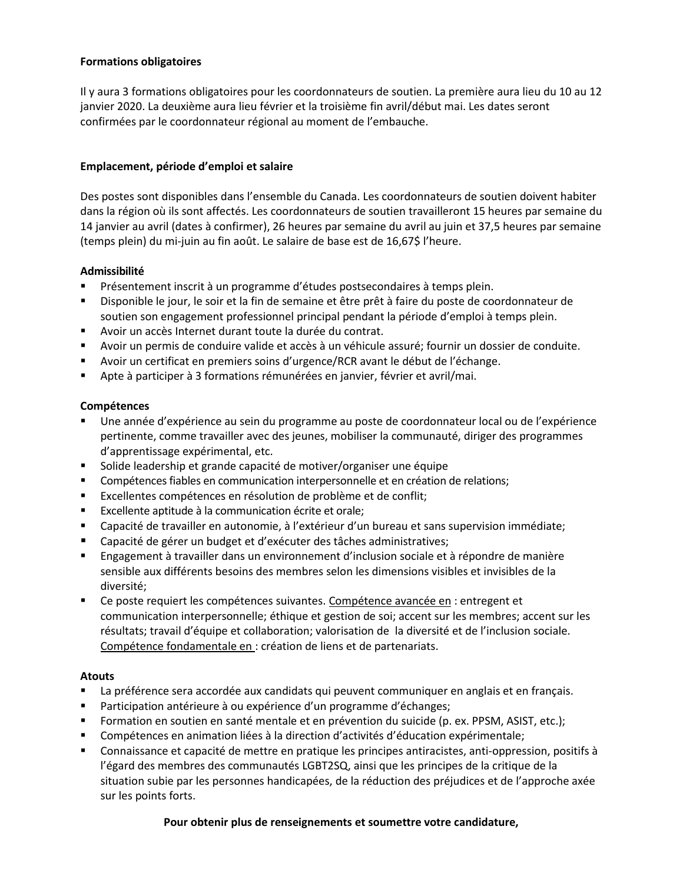**Formations obligatoires**

Il y aura 3 formations obligatoires pour les coordonnateurs de soutien. La première aura lieu du 10 au 12 janvier 2020. La deuxième aura lieu février et la troisième fin avril/début mai. Les dates seront confirmées par le coordonnateur régional au moment de l'embauche.

**Emplacement, période d'emploi et salaire**

Des postes sont disponibles dans l'ensemble du Canada. Les coordonnateurs de soutien doivent habiter dans la région où ils sont affectés. Les coordonnateurs de soutien travailleront 15 heures par semaine du 14 janvier au avril (dates à confirmer), 26 heures par semaine du avril au juin et 37,5 heures par semaine (temps plein) du mi-juin au fin août. Le salaire de base est de 16,67$ l'heure.

**Admissibilité**

- Présentement inscrit à un programme d'études postsecondaires à temps plein.
- Disponible le jour, le soir et la fin de semaine et être prêt à faire du poste de coordonnateur de soutien son engagement professionnel principal pendant la période d'emploi à temps plein.
- Avoir un accès Internet durant toute la durée du contrat.
- Avoir un permis de conduire valide et accès à un véhicule assuré; fournir un dossier de conduite.
- Avoir un certificat en premiers soins d'urgence/RCR avant le début de l'échange.
- Apte à participer à 3 formations rémunérées en janvier, février et avril/mai.

**Compétences**

- Une année d'expérience au sein du programme au poste de coordonnateur local ou de l'expérience pertinente, comme travailler avec des jeunes, mobiliser la communauté, diriger des programmes d'apprentissage expérimental, etc.
- Solide leadership et grande capacité de motiver/organiser une équipe
- Compétences fiables en communication interpersonnelle et en création de relations;
- Excellentes compétences en résolution de problème et de conflit;
- Excellente aptitude à la communication écrite et orale;
- Capacité de travailler en autonomie, à l'extérieur d'un bureau et sans supervision immédiate;
- Capacité de gérer un budget et d'exécuter des tâches administratives;
- Engagement à travailler dans un environnement d'inclusion sociale et à répondre de manière sensible aux différents besoins des membres selon les dimensions visibles et invisibles de la diversité;
- Ce poste requiert les compétences suivantes. <u>Compétence avancée en</u> : entregent et communication interpersonnelle; éthique et gestion de soi; accent sur les membres; accent sur les résultats; travail d'équipe et collaboration; valorisation de la diversité et de l'inclusion sociale. <u>Compétence fondamentale en</u> : création de liens et de partenariats.

**Atouts**

- La préférence sera accordée aux candidats qui peuvent communiquer en anglais et en français.
- Participation antérieure à ou expérience d'un programme d'échanges;
- Formation en soutien en santé mentale et en prévention du suicide (p. ex. PPSM, ASIST, etc.);
- Compétences en animation liées à la direction d'activités d'éducation expérimentale;
- Connaissance et capacité de mettre en pratique les principes antiracistes, anti-oppression, positifs à l'égard des membres des communautés LGBT2SQ, ainsi que les principes de la critique de la situation subie par les personnes handicapées, de la réduction des préjudices et de l'approche axée sur les points forts.

**Pour obtenir plus de renseignements et soumettre votre candidature,**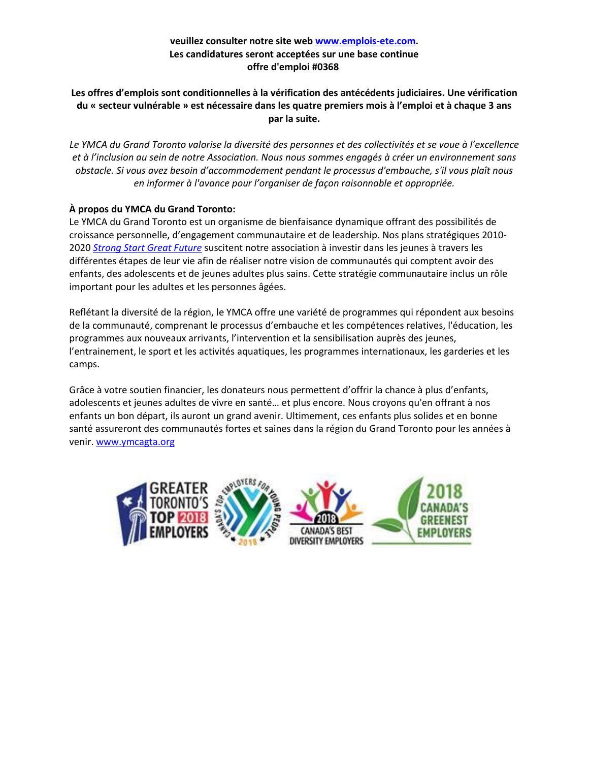**veuillez consulter notre site web www.emplois-ete.com.**
**Les candidatures seront acceptées sur une base continue**
**offre d'emploi #0368**

**Les offres d'emplois sont conditionnelles à la vérification des antécédents judiciaires. Une vérification du « secteur vulnérable » est nécessaire dans les quatre premiers mois à l'emploi et à chaque 3 ans par la suite.**

*Le YMCA du Grand Toronto valorise la diversité des personnes et des collectivités et se voue à l'excellence et à l'inclusion au sein de notre Association. Nous nous sommes engagés à créer un environnement sans obstacle. Si vous avez besoin d'accommodement pendant le processus d'embauche, s'il vous plaît nous en informer à l'avance pour l'organiser de façon raisonnable et appropriée.*

**À propos du YMCA du Grand Toronto:**
Le YMCA du Grand Toronto est un organisme de bienfaisance dynamique offrant des possibilités de croissance personnelle, d'engagement communautaire et de leadership. Nos plans stratégiques 2010-2020 *Strong Start Great Future* suscitent notre association à investir dans les jeunes à travers les différentes étapes de leur vie afin de réaliser notre vision de communautés qui comptent avoir des enfants, des adolescents et de jeunes adultes plus sains. Cette stratégie communautaire inclus un rôle important pour les adultes et les personnes âgées.

Reflétant la diversité de la région, le YMCA offre une variété de programmes qui répondent aux besoins de la communauté, comprenant le processus d'embauche et les compétences relatives, l'éducation, les programmes aux nouveaux arrivants, l'intervention et la sensibilisation auprès des jeunes, l'entrainement, le sport et les activités aquatiques, les programmes internationaux, les garderies et les camps.

Grâce à votre soutien financier, les donateurs nous permettent d'offrir la chance à plus d'enfants, adolescents et jeunes adultes de vivre en santé… et plus encore. Nous croyons qu'en offrant à nos enfants un bon départ, ils auront un grand avenir. Ultimement, ces enfants plus solides et en bonne santé assureront des communautés fortes et saines dans la région du Grand Toronto pour les années à venir. www.ymcagta.org

GREATER TORONTO'S TOP 2018 EMPLOYERS

CANADA'S TOP EMPLOYERS FOR YOUNG PEOPLE 2018

2018 CANADA'S BEST DIVERSITY EMPLOYERS

2018 CANADA'S GREENEST EMPLOYERS